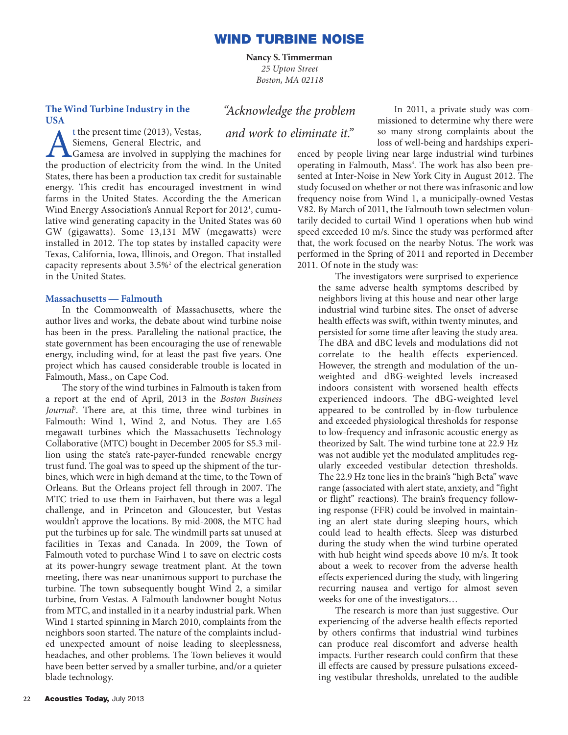# WIND TURBINE NOISE

**Nancy S. Timmerman**
*25 Upton Street*
*Boston, MA 02118*

*"Acknowledge the problem and work to eliminate it."*

## The Wind Turbine Industry in the USA

At the present time (2013), Vestas, Siemens, General Electric, and Gamesa are involved in supplying the machines for the production of electricity from the wind. In the United States, there has been a production tax credit for sustainable energy. This credit has encouraged investment in wind farms in the United States. According the the American Wind Energy Association's Annual Report for 2012[1], cumulative wind generating capacity in the United States was 60 GW (gigawatts). Some 13,131 MW (megawatts) were installed in 2012. The top states by installed capacity were Texas, California, Iowa, Illinois, and Oregon. That installed capacity represents about 3.5%[2] of the electrical generation in the United States.

## Massachusetts — Falmouth

In the Commonwealth of Massachusetts, where the author lives and works, the debate about wind turbine noise has been in the press. Paralleling the national practice, the state government has been encouraging the use of renewable energy, including wind, for at least the past five years. One project which has caused considerable trouble is located in Falmouth, Mass., on Cape Cod.

The story of the wind turbines in Falmouth is taken from a report at the end of April, 2013 in the *Boston Business Journal*[3]. There are, at this time, three wind turbines in Falmouth: Wind 1, Wind 2, and Notus. They are 1.65 megawatt turbines which the Massachusetts Technology Collaborative (MTC) bought in December 2005 for $5.3 million using the state's rate-payer-funded renewable energy trust fund. The goal was to speed up the shipment of the turbines, which were in high demand at the time, to the Town of Orleans. But the Orleans project fell through in 2007. The MTC tried to use them in Fairhaven, but there was a legal challenge, and in Princeton and Gloucester, but Vestas wouldn't approve the locations. By mid-2008, the MTC had put the turbines up for sale. The windmill parts sat unused at facilities in Texas and Canada. In 2009, the Town of Falmouth voted to purchase Wind 1 to save on electric costs at its power-hungry sewage treatment plant. At the town meeting, there was near-unanimous support to purchase the turbine. The town subsequently bought Wind 2, a similar turbine, from Vestas. A Falmouth landowner bought Notus from MTC, and installed in it a nearby industrial park. When Wind 1 started spinning in March 2010, complaints from the neighbors soon started. The nature of the complaints included unexpected amount of noise leading to sleeplessness, headaches, and other problems. The Town believes it would have been better served by a smaller turbine, and/or a quieter blade technology.

In 2011, a private study was commissioned to determine why there were so many strong complaints about the loss of well-being and hardships experienced by people living near large industrial wind turbines operating in Falmouth, Mass[4]. The work has also been presented at Inter-Noise in New York City in August 2012. The study focused on whether or not there was infrasonic and low frequency noise from Wind 1, a municipally-owned Vestas V82. By March of 2011, the Falmouth town selectmen voluntarily decided to curtail Wind 1 operations when hub wind speed exceeded 10 m/s. Since the study was performed after that, the work focused on the nearby Notus. The work was performed in the Spring of 2011 and reported in December 2011. Of note in the study was:

> The investigators were surprised to experience the same adverse health symptoms described by neighbors living at this house and near other large industrial wind turbine sites. The onset of adverse health effects was swift, within twenty minutes, and persisted for some time after leaving the study area. The dBA and dBC levels and modulations did not correlate to the health effects experienced. However, the strength and modulation of the unweighted and dBG-weighted levels increased indoors consistent with worsened health effects experienced indoors. The dBG-weighted level appeared to be controlled by in-flow turbulence and exceeded physiological thresholds for response to low-frequency and infrasonic acoustic energy as theorized by Salt. The wind turbine tone at 22.9 Hz was not audible yet the modulated amplitudes regularly exceeded vestibular detection thresholds. The 22.9 Hz tone lies in the brain's "high Beta" wave range (associated with alert state, anxiety, and "fight or flight" reactions). The brain's frequency following response (FFR) could be involved in maintaining an alert state during sleeping hours, which could lead to health effects. Sleep was disturbed during the study when the wind turbine operated with hub height wind speeds above 10 m/s. It took about a week to recover from the adverse health effects experienced during the study, with lingering recurring nausea and vertigo for almost seven weeks for one of the investigators…
>
> The research is more than just suggestive. Our experiencing of the adverse health effects reported by others confirms that industrial wind turbines can produce real discomfort and adverse health impacts. Further research could confirm that these ill effects are caused by pressure pulsations exceeding vestibular thresholds, unrelated to the audible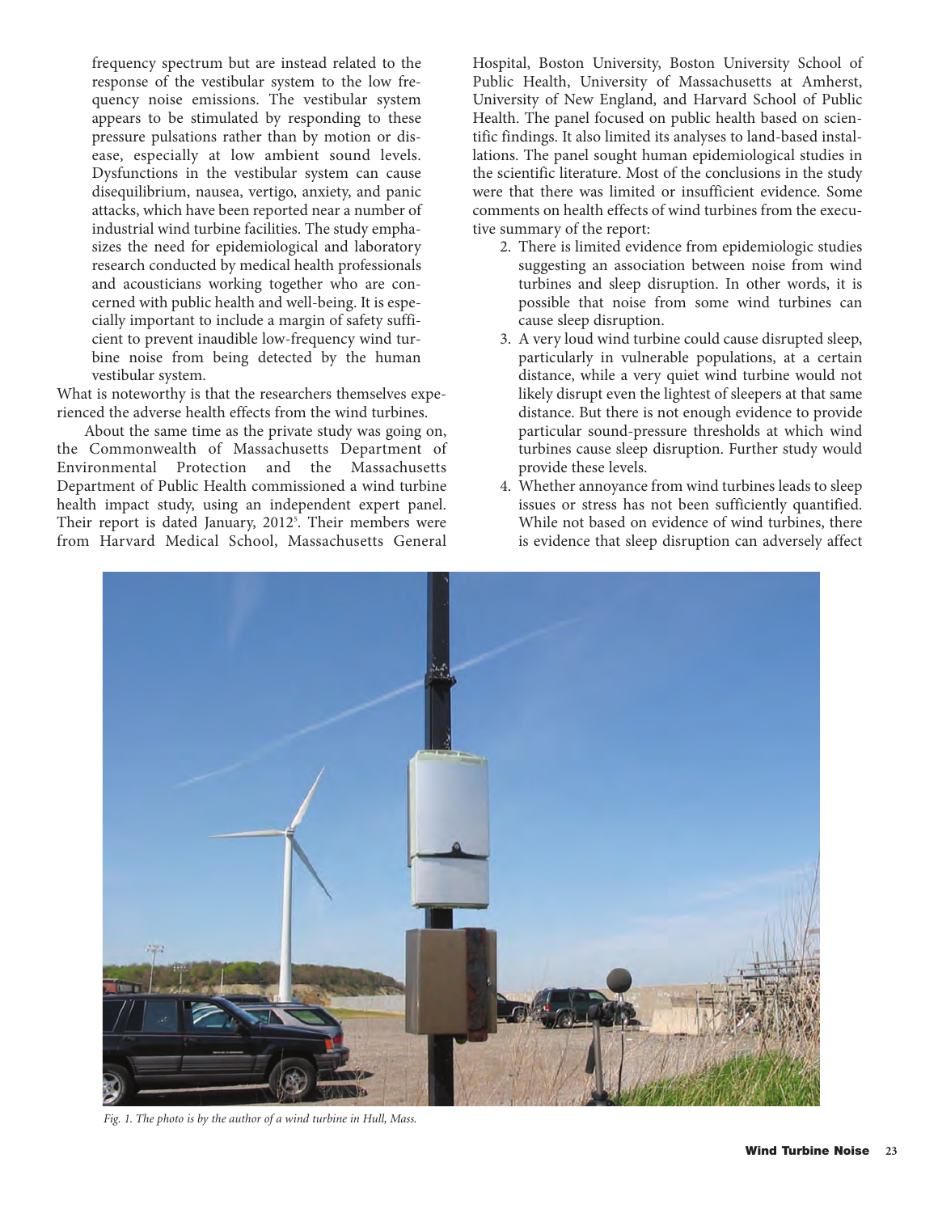frequency spectrum but are instead related to the response of the vestibular system to the low frequency noise emissions. The vestibular system appears to be stimulated by responding to these pressure pulsations rather than by motion or disease, especially at low ambient sound levels. Dysfunctions in the vestibular system can cause disequilibrium, nausea, vertigo, anxiety, and panic attacks, which have been reported near a number of industrial wind turbine facilities. The study emphasizes the need for epidemiological and laboratory research conducted by medical health professionals and acousticians working together who are concerned with public health and well-being. It is especially important to include a margin of safety sufficient to prevent inaudible low-frequency wind turbine noise from being detected by the human vestibular system.

What is noteworthy is that the researchers themselves experienced the adverse health effects from the wind turbines.

About the same time as the private study was going on, the Commonwealth of Massachusetts Department of Environmental Protection and the Massachusetts Department of Public Health commissioned a wind turbine health impact study, using an independent expert panel. Their report is dated January, 2012[5]. Their members were from Harvard Medical School, Massachusetts General Hospital, Boston University, Boston University School of Public Health, University of Massachusetts at Amherst, University of New England, and Harvard School of Public Health. The panel focused on public health based on scientific findings. It also limited its analyses to land-based installations. The panel sought human epidemiological studies in the scientific literature. Most of the conclusions in the study were that there was limited or insufficient evidence. Some comments on health effects of wind turbines from the executive summary of the report:

2. There is limited evidence from epidemiologic studies suggesting an association between noise from wind turbines and sleep disruption. In other words, it is possible that noise from some wind turbines can cause sleep disruption.
3. A very loud wind turbine could cause disrupted sleep, particularly in vulnerable populations, at a certain distance, while a very quiet wind turbine would not likely disrupt even the lightest of sleepers at that same distance. But there is not enough evidence to provide particular sound-pressure thresholds at which wind turbines cause sleep disruption. Further study would provide these levels.
4. Whether annoyance from wind turbines leads to sleep issues or stress has not been sufficiently quantified. While not based on evidence of wind turbines, there is evidence that sleep disruption can adversely affect

*Fig. 1. The photo is by the author of a wind turbine in Hull, Mass.*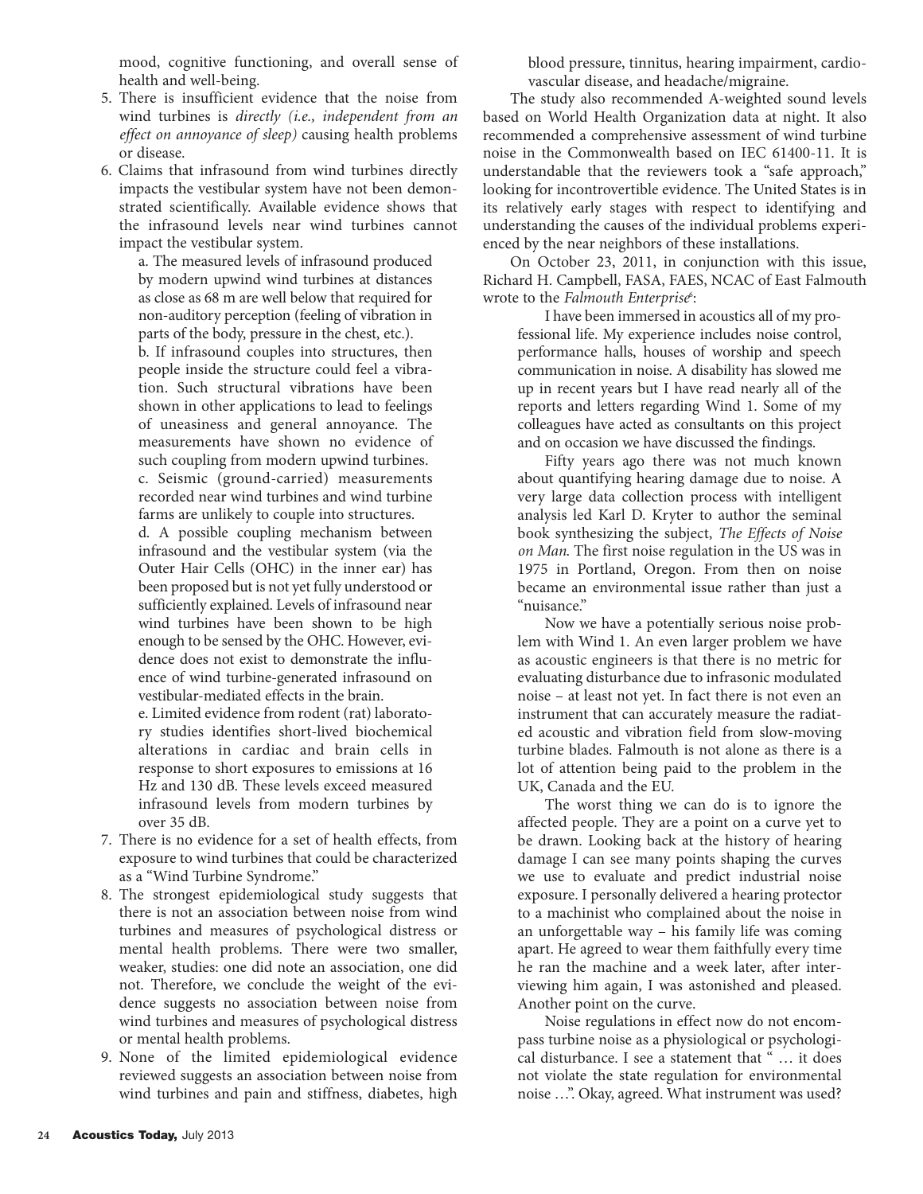mood, cognitive functioning, and overall sense of health and well-being.

5. There is insufficient evidence that the noise from wind turbines is *directly (i.e., independent from an effect on annoyance of sleep)* causing health problems or disease.
6. Claims that infrasound from wind turbines directly impacts the vestibular system have not been demonstrated scientifically. Available evidence shows that the infrasound levels near wind turbines cannot impact the vestibular system.
   a. The measured levels of infrasound produced by modern upwind wind turbines at distances as close as 68 m are well below that required for non-auditory perception (feeling of vibration in parts of the body, pressure in the chest, etc.).
   b. If infrasound couples into structures, then people inside the structure could feel a vibration. Such structural vibrations have been shown in other applications to lead to feelings of uneasiness and general annoyance. The measurements have shown no evidence of such coupling from modern upwind turbines.
   c. Seismic (ground-carried) measurements recorded near wind turbines and wind turbine farms are unlikely to couple into structures.
   d. A possible coupling mechanism between infrasound and the vestibular system (via the Outer Hair Cells (OHC) in the inner ear) has been proposed but is not yet fully understood or sufficiently explained. Levels of infrasound near wind turbines have been shown to be high enough to be sensed by the OHC. However, evidence does not exist to demonstrate the influence of wind turbine-generated infrasound on vestibular-mediated effects in the brain.
   e. Limited evidence from rodent (rat) laboratory studies identifies short-lived biochemical alterations in cardiac and brain cells in response to short exposures to emissions at 16 Hz and 130 dB. These levels exceed measured infrasound levels from modern turbines by over 35 dB.
7. There is no evidence for a set of health effects, from exposure to wind turbines that could be characterized as a "Wind Turbine Syndrome."
8. The strongest epidemiological study suggests that there is not an association between noise from wind turbines and measures of psychological distress or mental health problems. There were two smaller, weaker, studies: one did note an association, one did not. Therefore, we conclude the weight of the evidence suggests no association between noise from wind turbines and measures of psychological distress or mental health problems.
9. None of the limited epidemiological evidence reviewed suggests an association between noise from wind turbines and pain and stiffness, diabetes, high blood pressure, tinnitus, hearing impairment, cardiovascular disease, and headache/migraine.

The study also recommended A-weighted sound levels based on World Health Organization data at night. It also recommended a comprehensive assessment of wind turbine noise in the Commonwealth based on IEC 61400-11. It is understandable that the reviewers took a "safe approach," looking for incontrovertible evidence. The United States is in its relatively early stages with respect to identifying and understanding the causes of the individual problems experienced by the near neighbors of these installations.

On October 23, 2011, in conjunction with this issue, Richard H. Campbell, FASA, FAES, NCAC of East Falmouth wrote to the *Falmouth Enterprise*[6]:

> I have been immersed in acoustics all of my professional life. My experience includes noise control, performance halls, houses of worship and speech communication in noise. A disability has slowed me up in recent years but I have read nearly all of the reports and letters regarding Wind 1. Some of my colleagues have acted as consultants on this project and on occasion we have discussed the findings.
>
> Fifty years ago there was not much known about quantifying hearing damage due to noise. A very large data collection process with intelligent analysis led Karl D. Kryter to author the seminal book synthesizing the subject, *The Effects of Noise on Man*. The first noise regulation in the US was in 1975 in Portland, Oregon. From then on noise became an environmental issue rather than just a "nuisance."
>
> Now we have a potentially serious noise problem with Wind 1. An even larger problem we have as acoustic engineers is that there is no metric for evaluating disturbance due to infrasonic modulated noise – at least not yet. In fact there is not even an instrument that can accurately measure the radiated acoustic and vibration field from slow-moving turbine blades. Falmouth is not alone as there is a lot of attention being paid to the problem in the UK, Canada and the EU.
>
> The worst thing we can do is to ignore the affected people. They are a point on a curve yet to be drawn. Looking back at the history of hearing damage I can see many points shaping the curves we use to evaluate and predict industrial noise exposure. I personally delivered a hearing protector to a machinist who complained about the noise in an unforgettable way – his family life was coming apart. He agreed to wear them faithfully every time he ran the machine and a week later, after interviewing him again, I was astonished and pleased. Another point on the curve.
>
> Noise regulations in effect now do not encompass turbine noise as a physiological or psychological disturbance. I see a statement that " … it does not violate the state regulation for environmental noise …". Okay, agreed. What instrument was used?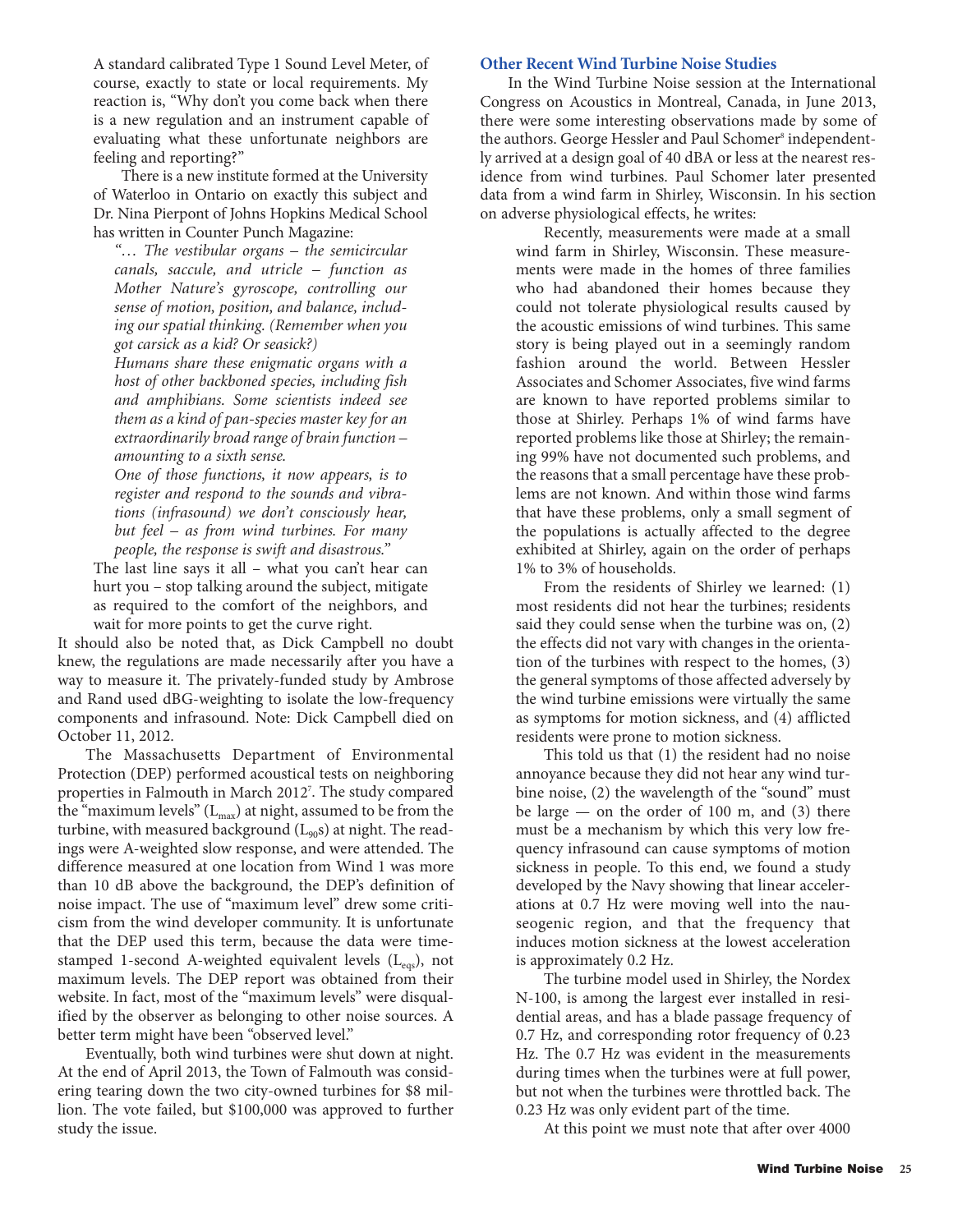A standard calibrated Type 1 Sound Level Meter, of course, exactly to state or local requirements. My reaction is, "Why don't you come back when there is a new regulation and an instrument capable of evaluating what these unfortunate neighbors are feeling and reporting?"

There is a new institute formed at the University of Waterloo in Ontario on exactly this subject and Dr. Nina Pierpont of Johns Hopkins Medical School has written in Counter Punch Magazine:

> *"… The vestibular organs – the semicircular canals, saccule, and utricle – function as Mother Nature's gyroscope, controlling our sense of motion, position, and balance, including our spatial thinking. (Remember when you got carsick as a kid? Or seasick?)*
>
> *Humans share these enigmatic organs with a host of other backboned species, including fish and amphibians. Some scientists indeed see them as a kind of pan-species master key for an extraordinarily broad range of brain function – amounting to a sixth sense.*
>
> *One of those functions, it now appears, is to register and respond to the sounds and vibrations (infrasound) we don't consciously hear, but feel – as from wind turbines. For many people, the response is swift and disastrous."*

The last line says it all – what you can't hear can hurt you – stop talking around the subject, mitigate as required to the comfort of the neighbors, and wait for more points to get the curve right.

It should also be noted that, as Dick Campbell no doubt knew, the regulations are made necessarily after you have a way to measure it. The privately-funded study by Ambrose and Rand used dBG-weighting to isolate the low-frequency components and infrasound. Note: Dick Campbell died on October 11, 2012.

The Massachusetts Department of Environmental Protection (DEP) performed acoustical tests on neighboring properties in Falmouth in March 2012[7]. The study compared the "maximum levels" ($L_{max}$) at night, assumed to be from the turbine, with measured background ($L_{90}$s) at night. The readings were A-weighted slow response, and were attended. The difference measured at one location from Wind 1 was more than 10 dB above the background, the DEP's definition of noise impact. The use of "maximum level" drew some criticism from the wind developer community. It is unfortunate that the DEP used this term, because the data were time-stamped 1-second A-weighted equivalent levels ($L_{eqs}$), not maximum levels. The DEP report was obtained from their website. In fact, most of the "maximum levels" were disqualified by the observer as belonging to other noise sources. A better term might have been "observed level."

Eventually, both wind turbines were shut down at night. At the end of April 2013, the Town of Falmouth was considering tearing down the two city-owned turbines for $8 million. The vote failed, but $100,000 was approved to further study the issue.

## Other Recent Wind Turbine Noise Studies

In the Wind Turbine Noise session at the International Congress on Acoustics in Montreal, Canada, in June 2013, there were some interesting observations made by some of the authors. George Hessler and Paul Schomer[8] independently arrived at a design goal of 40 dBA or less at the nearest residence from wind turbines. Paul Schomer later presented data from a wind farm in Shirley, Wisconsin. In his section on adverse physiological effects, he writes:

> Recently, measurements were made at a small wind farm in Shirley, Wisconsin. These measurements were made in the homes of three families who had abandoned their homes because they could not tolerate physiological results caused by the acoustic emissions of wind turbines. This same story is being played out in a seemingly random fashion around the world. Between Hessler Associates and Schomer Associates, five wind farms are known to have reported problems similar to those at Shirley. Perhaps 1% of wind farms have reported problems like those at Shirley; the remaining 99% have not documented such problems, and the reasons that a small percentage have these problems are not known. And within those wind farms that have these problems, only a small segment of the populations is actually affected to the degree exhibited at Shirley, again on the order of perhaps 1% to 3% of households.
>
> From the residents of Shirley we learned: (1) most residents did not hear the turbines; residents said they could sense when the turbine was on, (2) the effects did not vary with changes in the orientation of the turbines with respect to the homes, (3) the general symptoms of those affected adversely by the wind turbine emissions were virtually the same as symptoms for motion sickness, and (4) afflicted residents were prone to motion sickness.
>
> This told us that (1) the resident had no noise annoyance because they did not hear any wind turbine noise, (2) the wavelength of the "sound" must be large — on the order of 100 m, and (3) there must be a mechanism by which this very low frequency infrasound can cause symptoms of motion sickness in people. To this end, we found a study developed by the Navy showing that linear accelerations at 0.7 Hz were moving well into the nauseogenic region, and that the frequency that induces motion sickness at the lowest acceleration is approximately 0.2 Hz.
>
> The turbine model used in Shirley, the Nordex N-100, is among the largest ever installed in residential areas, and has a blade passage frequency of 0.7 Hz, and corresponding rotor frequency of 0.23 Hz. The 0.7 Hz was evident in the measurements during times when the turbines were at full power, but not when the turbines were throttled back. The 0.23 Hz was only evident part of the time.
>
> At this point we must note that after over 4000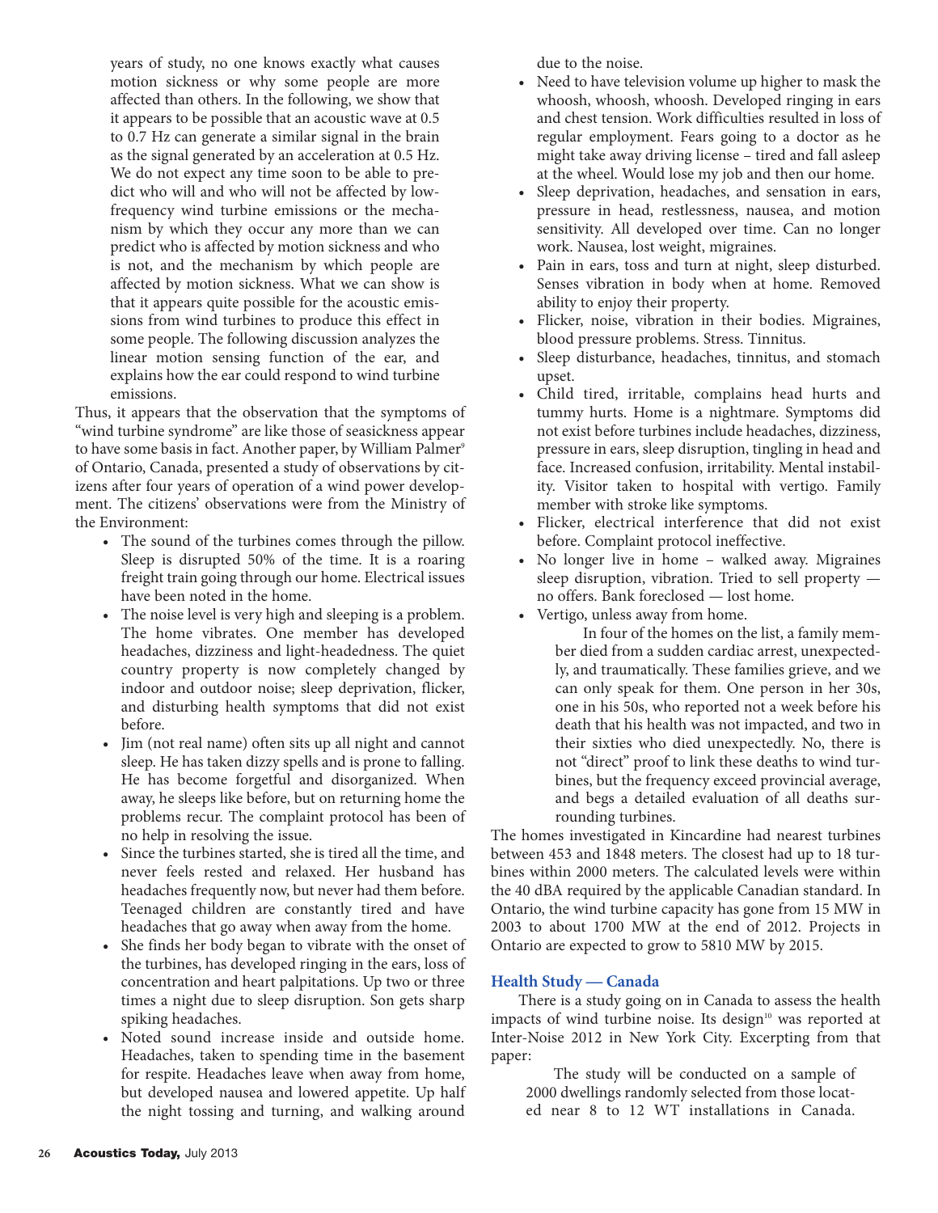years of study, no one knows exactly what causes motion sickness or why some people are more affected than others. In the following, we show that it appears to be possible that an acoustic wave at 0.5 to 0.7 Hz can generate a similar signal in the brain as the signal generated by an acceleration at 0.5 Hz. We do not expect any time soon to be able to predict who will and who will not be affected by low-frequency wind turbine emissions or the mechanism by which they occur any more than we can predict who is affected by motion sickness and who is not, and the mechanism by which people are affected by motion sickness. What we can show is that it appears quite possible for the acoustic emissions from wind turbines to produce this effect in some people. The following discussion analyzes the linear motion sensing function of the ear, and explains how the ear could respond to wind turbine emissions.

Thus, it appears that the observation that the symptoms of "wind turbine syndrome" are like those of seasickness appear to have some basis in fact. Another paper, by William Palmer[9] of Ontario, Canada, presented a study of observations by citizens after four years of operation of a wind power development. The citizens' observations were from the Ministry of the Environment:

- The sound of the turbines comes through the pillow. Sleep is disrupted 50% of the time. It is a roaring freight train going through our home. Electrical issues have been noted in the home.
- The noise level is very high and sleeping is a problem. The home vibrates. One member has developed headaches, dizziness and light-headedness. The quiet country property is now completely changed by indoor and outdoor noise; sleep deprivation, flicker, and disturbing health symptoms that did not exist before.
- Jim (not real name) often sits up all night and cannot sleep. He has taken dizzy spells and is prone to falling. He has become forgetful and disorganized. When away, he sleeps like before, but on returning home the problems recur. The complaint protocol has been of no help in resolving the issue.
- Since the turbines started, she is tired all the time, and never feels rested and relaxed. Her husband has headaches frequently now, but never had them before. Teenaged children are constantly tired and have headaches that go away when away from the home.
- She finds her body began to vibrate with the onset of the turbines, has developed ringing in the ears, loss of concentration and heart palpitations. Up two or three times a night due to sleep disruption. Son gets sharp spiking headaches.
- Noted sound increase inside and outside home. Headaches, taken to spending time in the basement for respite. Headaches leave when away from home, but developed nausea and lowered appetite. Up half the night tossing and turning, and walking around due to the noise.
- Need to have television volume up higher to mask the whoosh, whoosh, whoosh. Developed ringing in ears and chest tension. Work difficulties resulted in loss of regular employment. Fears going to a doctor as he might take away driving license – tired and fall asleep at the wheel. Would lose my job and then our home.
- Sleep deprivation, headaches, and sensation in ears, pressure in head, restlessness, nausea, and motion sensitivity. All developed over time. Can no longer work. Nausea, lost weight, migraines.
- Pain in ears, toss and turn at night, sleep disturbed. Senses vibration in body when at home. Removed ability to enjoy their property.
- Flicker, noise, vibration in their bodies. Migraines, blood pressure problems. Stress. Tinnitus.
- Sleep disturbance, headaches, tinnitus, and stomach upset.
- Child tired, irritable, complains head hurts and tummy hurts. Home is a nightmare. Symptoms did not exist before turbines include headaches, dizziness, pressure in ears, sleep disruption, tingling in head and face. Increased confusion, irritability. Mental instability. Visitor taken to hospital with vertigo. Family member with stroke like symptoms.
- Flicker, electrical interference that did not exist before. Complaint protocol ineffective.
- No longer live in home – walked away. Migraines sleep disruption, vibration. Tried to sell property — no offers. Bank foreclosed — lost home.
- Vertigo, unless away from home.

> In four of the homes on the list, a family member died from a sudden cardiac arrest, unexpectedly, and traumatically. These families grieve, and we can only speak for them. One person in her 30s, one in his 50s, who reported not a week before his death that his health was not impacted, and two in their sixties who died unexpectedly. No, there is not "direct" proof to link these deaths to wind turbines, but the frequency exceed provincial average, and begs a detailed evaluation of all deaths surrounding turbines.

The homes investigated in Kincardine had nearest turbines between 453 and 1848 meters. The closest had up to 18 turbines within 2000 meters. The calculated levels were within the 40 dBA required by the applicable Canadian standard. In Ontario, the wind turbine capacity has gone from 15 MW in 2003 to about 1700 MW at the end of 2012. Projects in Ontario are expected to grow to 5810 MW by 2015.

## Health Study — Canada

There is a study going on in Canada to assess the health impacts of wind turbine noise. Its design[10] was reported at Inter-Noise 2012 in New York City. Excerpting from that paper:

> The study will be conducted on a sample of 2000 dwellings randomly selected from those located near 8 to 12 WT installations in Canada.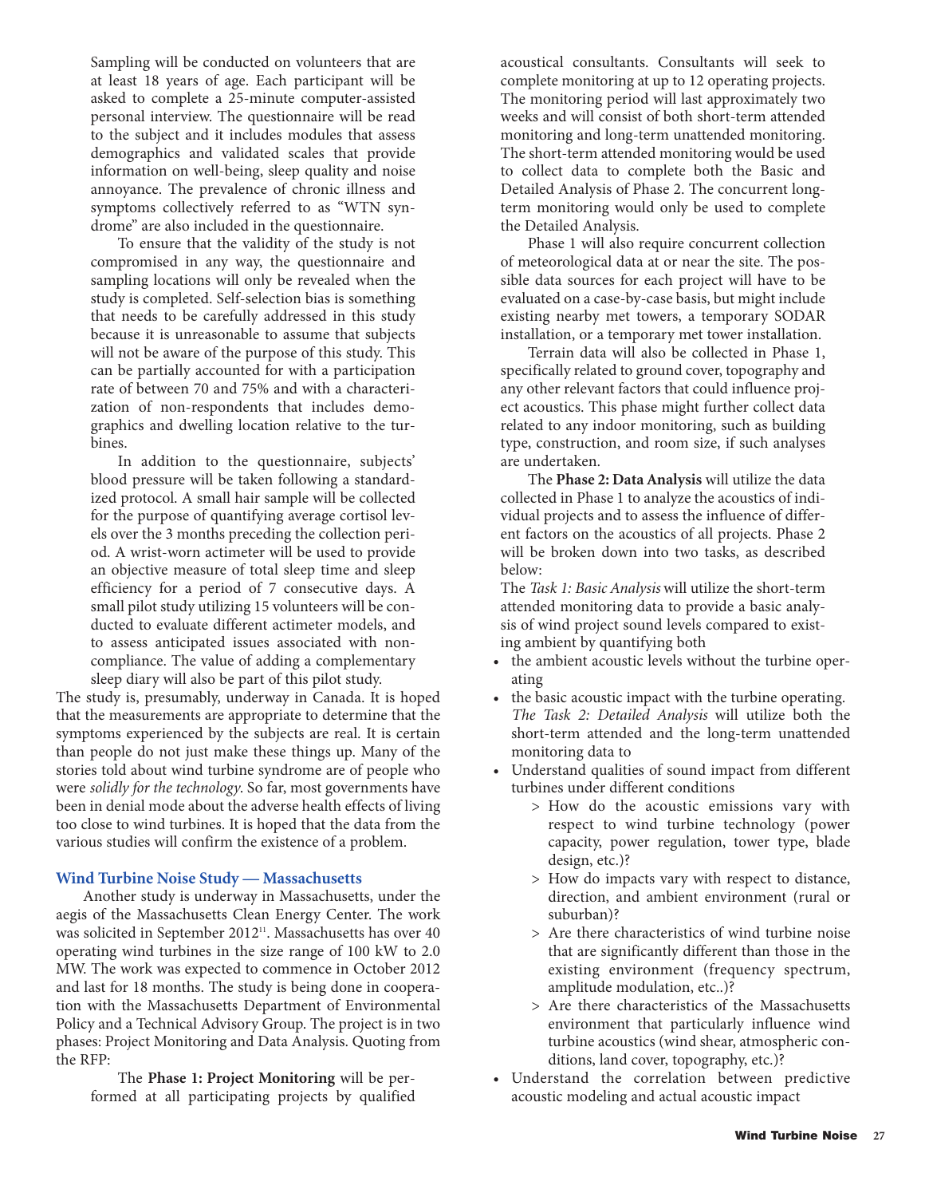Sampling will be conducted on volunteers that are at least 18 years of age. Each participant will be asked to complete a 25-minute computer-assisted personal interview. The questionnaire will be read to the subject and it includes modules that assess demographics and validated scales that provide information on well-being, sleep quality and noise annoyance. The prevalence of chronic illness and symptoms collectively referred to as "WTN syndrome" are also included in the questionnaire.

To ensure that the validity of the study is not compromised in any way, the questionnaire and sampling locations will only be revealed when the study is completed. Self-selection bias is something that needs to be carefully addressed in this study because it is unreasonable to assume that subjects will not be aware of the purpose of this study. This can be partially accounted for with a participation rate of between 70 and 75% and with a characterization of non-respondents that includes demographics and dwelling location relative to the turbines.

In addition to the questionnaire, subjects' blood pressure will be taken following a standardized protocol. A small hair sample will be collected for the purpose of quantifying average cortisol levels over the 3 months preceding the collection period. A wrist-worn actimeter will be used to provide an objective measure of total sleep time and sleep efficiency for a period of 7 consecutive days. A small pilot study utilizing 15 volunteers will be conducted to evaluate different actimeter models, and to assess anticipated issues associated with non-compliance. The value of adding a complementary sleep diary will also be part of this pilot study.

The study is, presumably, underway in Canada. It is hoped that the measurements are appropriate to determine that the symptoms experienced by the subjects are real. It is certain than people do not just make these things up. Many of the stories told about wind turbine syndrome are of people who were *solidly for the technology*. So far, most governments have been in denial mode about the adverse health effects of living too close to wind turbines. It is hoped that the data from the various studies will confirm the existence of a problem.

## Wind Turbine Noise Study — Massachusetts

Another study is underway in Massachusetts, under the aegis of the Massachusetts Clean Energy Center. The work was solicited in September 2012[11]. Massachusetts has over 40 operating wind turbines in the size range of 100 kW to 2.0 MW. The work was expected to commence in October 2012 and last for 18 months. The study is being done in cooperation with the Massachusetts Department of Environmental Policy and a Technical Advisory Group. The project is in two phases: Project Monitoring and Data Analysis. Quoting from the RFP:

> The **Phase 1: Project Monitoring** will be performed at all participating projects by qualified acoustical consultants. Consultants will seek to complete monitoring at up to 12 operating projects. The monitoring period will last approximately two weeks and will consist of both short-term attended monitoring and long-term unattended monitoring. The short-term attended monitoring would be used to collect data to complete both the Basic and Detailed Analysis of Phase 2. The concurrent long-term monitoring would only be used to complete the Detailed Analysis.
>
> Phase 1 will also require concurrent collection of meteorological data at or near the site. The possible data sources for each project will have to be evaluated on a case-by-case basis, but might include existing nearby met towers, a temporary SODAR installation, or a temporary met tower installation.
>
> Terrain data will also be collected in Phase 1, specifically related to ground cover, topography and any other relevant factors that could influence project acoustics. This phase might further collect data related to any indoor monitoring, such as building type, construction, and room size, if such analyses are undertaken.
>
> The **Phase 2: Data Analysis** will utilize the data collected in Phase 1 to analyze the acoustics of individual projects and to assess the influence of different factors on the acoustics of all projects. Phase 2 will be broken down into two tasks, as described below:
>
> The *Task 1: Basic Analysis* will utilize the short-term attended monitoring data to provide a basic analysis of wind project sound levels compared to existing ambient by quantifying both
>
> - the ambient acoustic levels without the turbine operating
> - the basic acoustic impact with the turbine operating.
>
> *The Task 2: Detailed Analysis* will utilize both the short-term attended and the long-term unattended monitoring data to
>
> - Understand qualities of sound impact from different turbines under different conditions
>   - > How do the acoustic emissions vary with respect to wind turbine technology (power capacity, power regulation, tower type, blade design, etc.)?
>   - > How do impacts vary with respect to distance, direction, and ambient environment (rural or suburban)?
>   - > Are there characteristics of wind turbine noise that are significantly different than those in the existing environment (frequency spectrum, amplitude modulation, etc..)?
>   - > Are there characteristics of the Massachusetts environment that particularly influence wind turbine acoustics (wind shear, atmospheric conditions, land cover, topography, etc.)?
> - Understand the correlation between predictive acoustic modeling and actual acoustic impact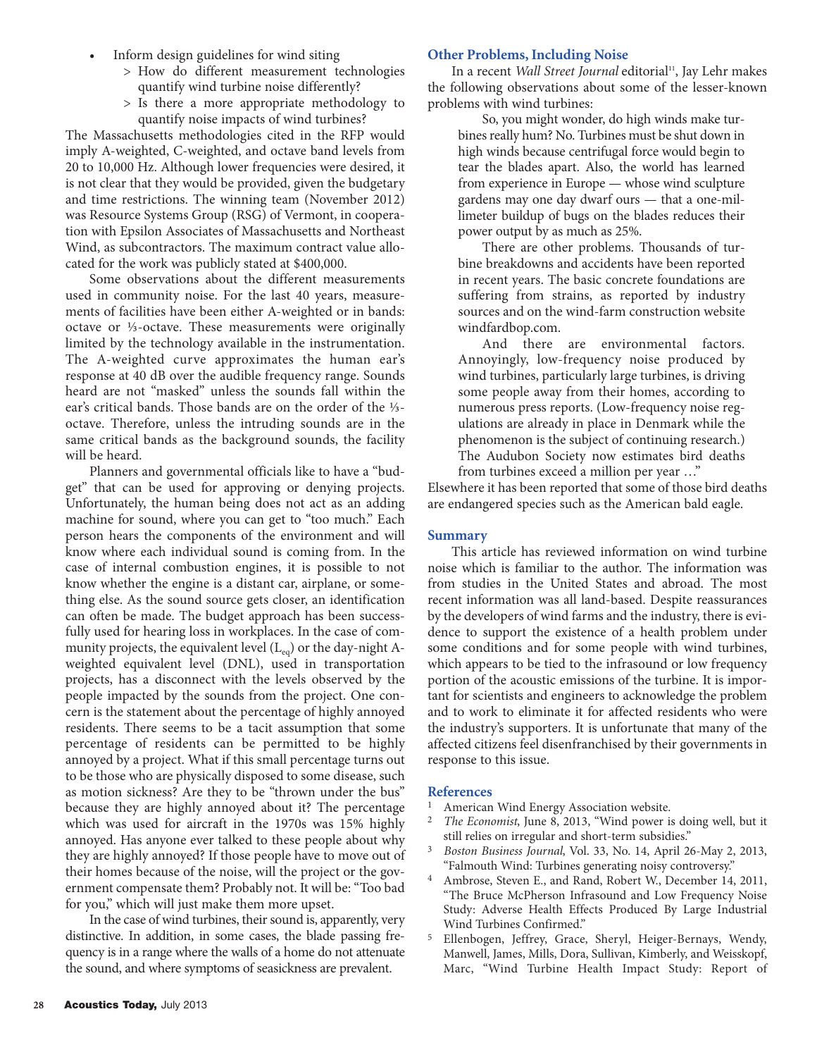- Inform design guidelines for wind siting
  - > How do different measurement technologies quantify wind turbine noise differently?
  - > Is there a more appropriate methodology to quantify noise impacts of wind turbines?

The Massachusetts methodologies cited in the RFP would imply A-weighted, C-weighted, and octave band levels from 20 to 10,000 Hz. Although lower frequencies were desired, it is not clear that they would be provided, given the budgetary and time restrictions. The winning team (November 2012) was Resource Systems Group (RSG) of Vermont, in cooperation with Epsilon Associates of Massachusetts and Northeast Wind, as subcontractors. The maximum contract value allocated for the work was publicly stated at $400,000.

Some observations about the different measurements used in community noise. For the last 40 years, measurements of facilities have been either A-weighted or in bands: octave or ⅓-octave. These measurements were originally limited by the technology available in the instrumentation. The A-weighted curve approximates the human ear's response at 40 dB over the audible frequency range. Sounds heard are not "masked" unless the sounds fall within the ear's critical bands. Those bands are on the order of the ⅓-octave. Therefore, unless the intruding sounds are in the same critical bands as the background sounds, the facility will be heard.

Planners and governmental officials like to have a "budget" that can be used for approving or denying projects. Unfortunately, the human being does not act as an adding machine for sound, where you can get to "too much." Each person hears the components of the environment and will know where each individual sound is coming from. In the case of internal combustion engines, it is possible to not know whether the engine is a distant car, airplane, or something else. As the sound source gets closer, an identification can often be made. The budget approach has been successfully used for hearing loss in workplaces. In the case of community projects, the equivalent level ($L_{eq}$) or the day-night A-weighted equivalent level (DNL), used in transportation projects, has a disconnect with the levels observed by the people impacted by the sounds from the project. One concern is the statement about the percentage of highly annoyed residents. There seems to be a tacit assumption that some percentage of residents can be permitted to be highly annoyed by a project. What if this small percentage turns out to be those who are physically disposed to some disease, such as motion sickness? Are they to be "thrown under the bus" because they are highly annoyed about it? The percentage which was used for aircraft in the 1970s was 15% highly annoyed. Has anyone ever talked to these people about why they are highly annoyed? If those people have to move out of their homes because of the noise, will the project or the government compensate them? Probably not. It will be: "Too bad for you," which will just make them more upset.

In the case of wind turbines, their sound is, apparently, very distinctive. In addition, in some cases, the blade passing frequency is in a range where the walls of a home do not attenuate the sound, and where symptoms of seasickness are prevalent.

## Other Problems, Including Noise

In a recent *Wall Street Journal* editorial[11], Jay Lehr makes the following observations about some of the lesser-known problems with wind turbines:

> So, you might wonder, do high winds make turbines really hum? No. Turbines must be shut down in high winds because centrifugal force would begin to tear the blades apart. Also, the world has learned from experience in Europe — whose wind sculpture gardens may one day dwarf ours — that a one-millimeter buildup of bugs on the blades reduces their power output by as much as 25%.
>
> There are other problems. Thousands of turbine breakdowns and accidents have been reported in recent years. The basic concrete foundations are suffering from strains, as reported by industry sources and on the wind-farm construction website windfardbop.com.
>
> And there are environmental factors. Annoyingly, low-frequency noise produced by wind turbines, particularly large turbines, is driving some people away from their homes, according to numerous press reports. (Low-frequency noise regulations are already in place in Denmark while the phenomenon is the subject of continuing research.) The Audubon Society now estimates bird deaths from turbines exceed a million per year …"

Elsewhere it has been reported that some of those bird deaths are endangered species such as the American bald eagle.

## Summary

This article has reviewed information on wind turbine noise which is familiar to the author. The information was from studies in the United States and abroad. The most recent information was all land-based. Despite reassurances by the developers of wind farms and the industry, there is evidence to support the existence of a health problem under some conditions and for some people with wind turbines, which appears to be tied to the infrasound or low frequency portion of the acoustic emissions of the turbine. It is important for scientists and engineers to acknowledge the problem and to work to eliminate it for affected residents who were the industry's supporters. It is unfortunate that many of the affected citizens feel disenfranchised by their governments in response to this issue.

## References

1. American Wind Energy Association website.
2. *The Economist*, June 8, 2013, "Wind power is doing well, but it still relies on irregular and short-term subsidies."
3. *Boston Business Journal*, Vol. 33, No. 14, April 26-May 2, 2013, "Falmouth Wind: Turbines generating noisy controversy."
4. Ambrose, Steven E., and Rand, Robert W., December 14, 2011, "The Bruce McPherson Infrasound and Low Frequency Noise Study: Adverse Health Effects Produced By Large Industrial Wind Turbines Confirmed."
5. Ellenbogen, Jeffrey, Grace, Sheryl, Heiger-Bernays, Wendy, Manwell, James, Mills, Dora, Sullivan, Kimberly, and Weisskopf, Marc, "Wind Turbine Health Impact Study: Report of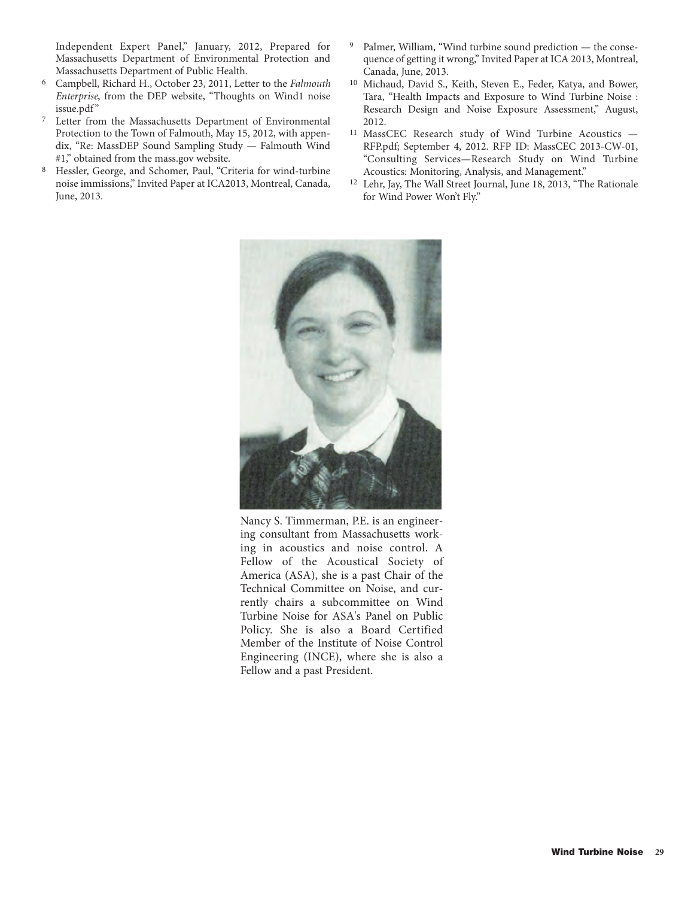Independent Expert Panel," January, 2012, Prepared for Massachusetts Department of Environmental Protection and Massachusetts Department of Public Health.

6. Campbell, Richard H., October 23, 2011, Letter to the *Falmouth Enterprise*, from the DEP website, "Thoughts on Wind1 noise issue.pdf"
7. Letter from the Massachusetts Department of Environmental Protection to the Town of Falmouth, May 15, 2012, with appendix, "Re: MassDEP Sound Sampling Study — Falmouth Wind #1," obtained from the mass.gov website.
8. Hessler, George, and Schomer, Paul, "Criteria for wind-turbine noise immissions," Invited Paper at ICA2013, Montreal, Canada, June, 2013.
9. Palmer, William, "Wind turbine sound prediction — the consequence of getting it wrong," Invited Paper at ICA 2013, Montreal, Canada, June, 2013.
10. Michaud, David S., Keith, Steven E., Feder, Katya, and Bower, Tara, "Health Impacts and Exposure to Wind Turbine Noise : Research Design and Noise Exposure Assessment," August, 2012.
11. MassCEC Research study of Wind Turbine Acoustics — RFP.pdf; September 4, 2012. RFP ID: MassCEC 2013-CW-01, "Consulting Services—Research Study on Wind Turbine Acoustics: Monitoring, Analysis, and Management."
12. Lehr, Jay, The Wall Street Journal, June 18, 2013, "The Rationale for Wind Power Won't Fly."

Nancy S. Timmerman, P.E. is an engineering consultant from Massachusetts working in acoustics and noise control. A Fellow of the Acoustical Society of America (ASA), she is a past Chair of the Technical Committee on Noise, and currently chairs a subcommittee on Wind Turbine Noise for ASA's Panel on Public Policy. She is also a Board Certified Member of the Institute of Noise Control Engineering (INCE), where she is also a Fellow and a past President.